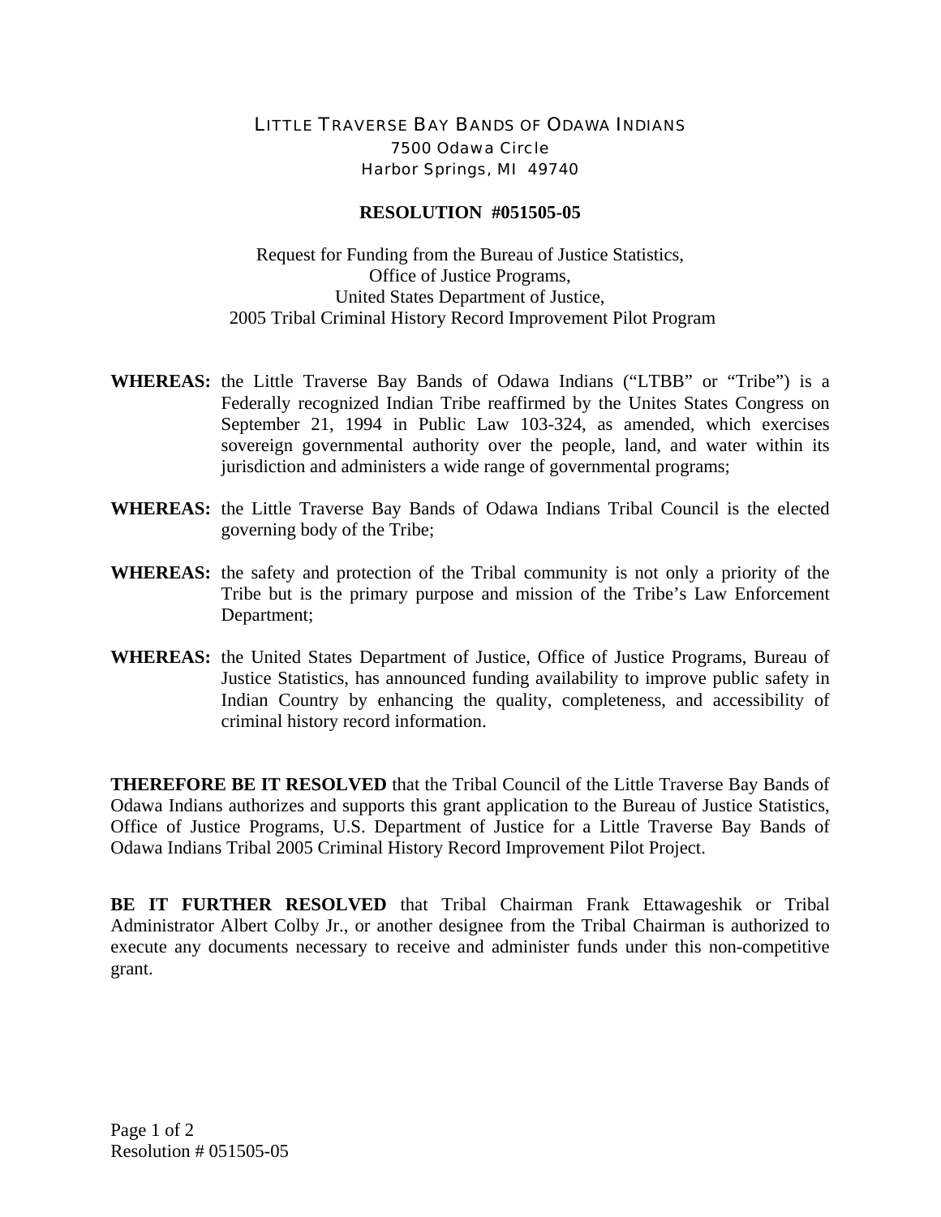LITTLE TRAVERSE BAY BANDS OF ODAWA INDIANS
7500 Odawa Circle
Harbor Springs, MI 49740

**RESOLUTION #051505-05**

Request for Funding from the Bureau of Justice Statistics,
Office of Justice Programs,
United States Department of Justice,
2005 Tribal Criminal History Record Improvement Pilot Program

**WHEREAS:** the Little Traverse Bay Bands of Odawa Indians ("LTBB" or "Tribe") is a Federally recognized Indian Tribe reaffirmed by the Unites States Congress on September 21, 1994 in Public Law 103-324, as amended, which exercises sovereign governmental authority over the people, land, and water within its jurisdiction and administers a wide range of governmental programs;

**WHEREAS:** the Little Traverse Bay Bands of Odawa Indians Tribal Council is the elected governing body of the Tribe;

**WHEREAS:** the safety and protection of the Tribal community is not only a priority of the Tribe but is the primary purpose and mission of the Tribe's Law Enforcement Department;

**WHEREAS:** the United States Department of Justice, Office of Justice Programs, Bureau of Justice Statistics, has announced funding availability to improve public safety in Indian Country by enhancing the quality, completeness, and accessibility of criminal history record information.

**THEREFORE BE IT RESOLVED** that the Tribal Council of the Little Traverse Bay Bands of Odawa Indians authorizes and supports this grant application to the Bureau of Justice Statistics, Office of Justice Programs, U.S. Department of Justice for a Little Traverse Bay Bands of Odawa Indians Tribal 2005 Criminal History Record Improvement Pilot Project.

**BE IT FURTHER RESOLVED** that Tribal Chairman Frank Ettawageshik or Tribal Administrator Albert Colby Jr., or another designee from the Tribal Chairman is authorized to execute any documents necessary to receive and administer funds under this non-competitive grant.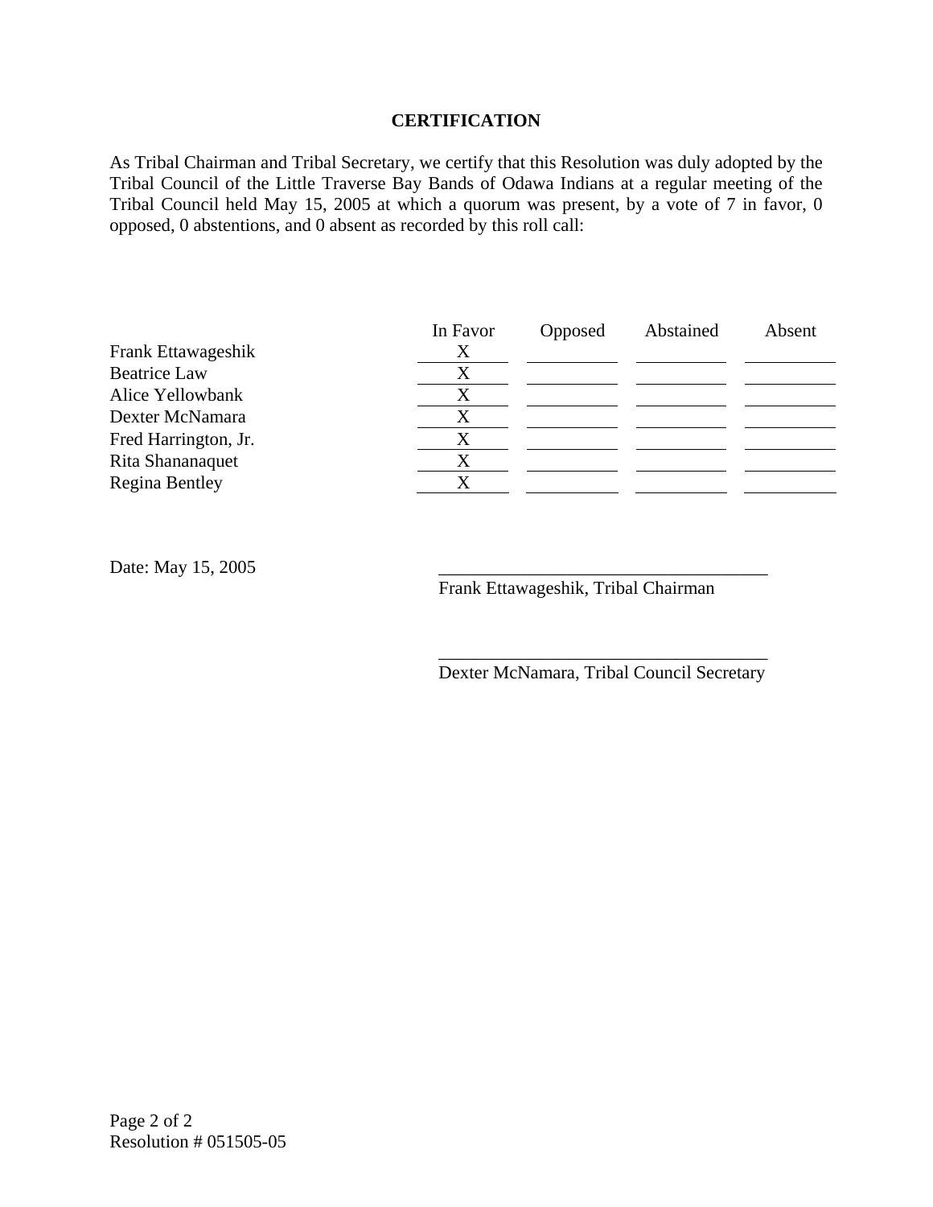## CERTIFICATION

As Tribal Chairman and Tribal Secretary, we certify that this Resolution was duly adopted by the Tribal Council of the Little Traverse Bay Bands of Odawa Indians at a regular meeting of the Tribal Council held May 15, 2005 at which a quorum was present, by a vote of 7 in favor, 0 opposed, 0 abstentions, and 0 absent as recorded by this roll call:

| | In Favor | Opposed | Abstained | Absent |
|---|---|---|---|---|
| Frank Ettawageshik | X | | | |
| Beatrice Law | X | | | |
| Alice Yellowbank | X | | | |
| Dexter McNamara | X | | | |
| Fred Harrington, Jr. | X | | | |
| Rita Shananaquet | X | | | |
| Regina Bentley | X | | | |

Date: May 15, 2005

___________________________________
Frank Ettawageshik, Tribal Chairman

___________________________________
Dexter McNamara, Tribal Council Secretary

Resolution # 051505-05